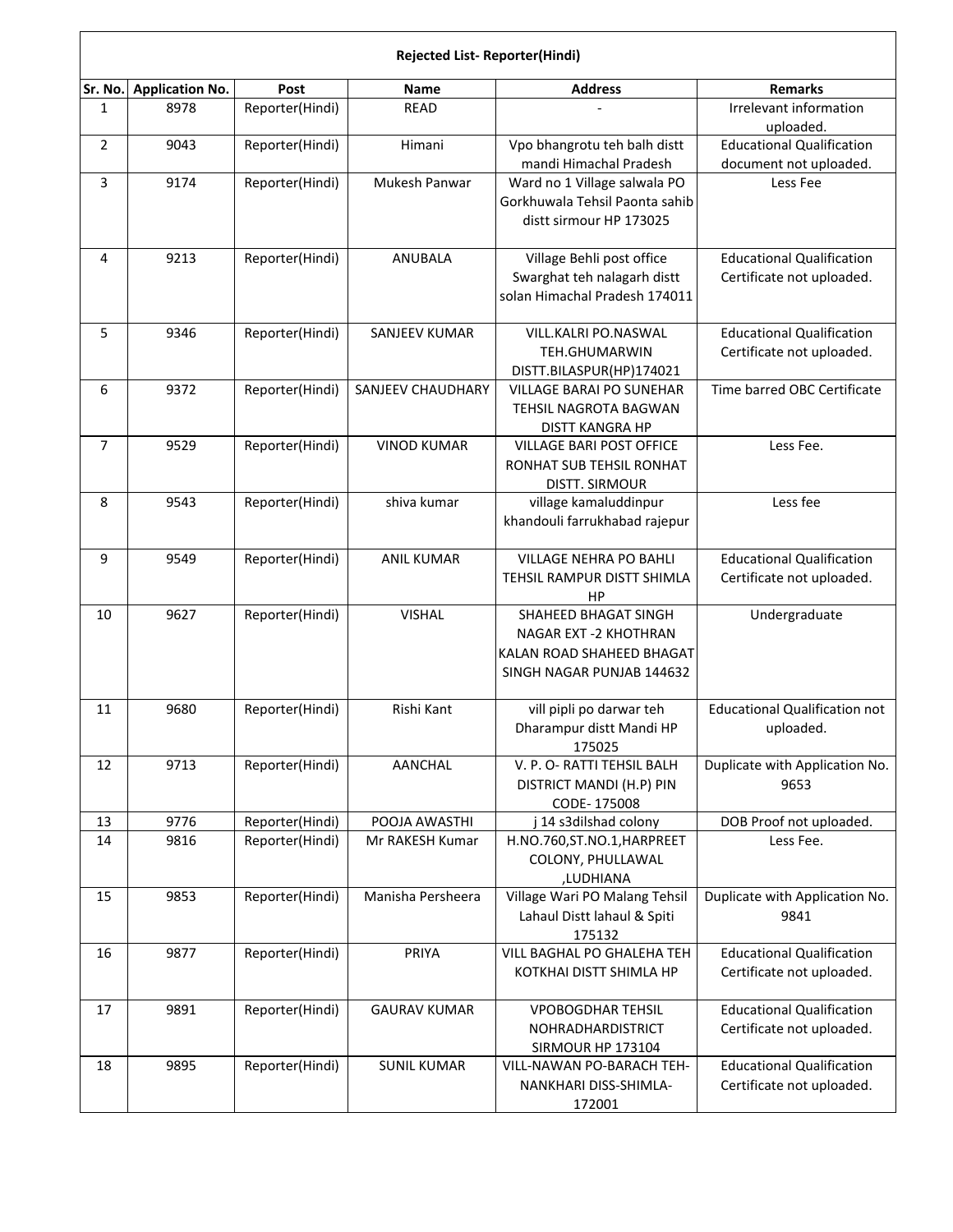**Rejected List- Reporter(Hindi)**

| Sr. No. | Application No. | Post | Name | Address | Remarks |
|---|---|---|---|---|---|
| 1 | 8978 | Reporter(Hindi) | READ | - | Irrelevant information uploaded. |
| 2 | 9043 | Reporter(Hindi) | Himani | Vpo bhangrotu teh balh distt mandi Himachal Pradesh | Educational Qualification document not uploaded. |
| 3 | 9174 | Reporter(Hindi) | Mukesh Panwar | Ward no 1 Village salwala PO Gorkhuwala Tehsil Paonta sahib distt sirmour HP 173025 | Less Fee |
| 4 | 9213 | Reporter(Hindi) | ANUBALA | Village Behli post office Swarghat teh nalagarh distt solan Himachal Pradesh 174011 | Educational Qualification Certificate not uploaded. |
| 5 | 9346 | Reporter(Hindi) | SANJEEV KUMAR | VILL.KALRI PO.NASWAL TEH.GHUMARWIN DISTT.BILASPUR(HP)174021 | Educational Qualification Certificate not uploaded. |
| 6 | 9372 | Reporter(Hindi) | SANJEEV CHAUDHARY | VILLAGE BARAI PO SUNEHAR TEHSIL NAGROTA BAGWAN DISTT KANGRA HP | Time barred OBC Certificate |
| 7 | 9529 | Reporter(Hindi) | VINOD KUMAR | VILLAGE BARI POST OFFICE RONHAT SUB TEHSIL RONHAT DISTT. SIRMOUR | Less Fee. |
| 8 | 9543 | Reporter(Hindi) | shiva kumar | village kamaluddinpur khandouli farrukhabad rajepur | Less fee |
| 9 | 9549 | Reporter(Hindi) | ANIL KUMAR | VILLAGE NEHRA PO BAHLI TEHSIL RAMPUR DISTT SHIMLA HP | Educational Qualification Certificate not uploaded. |
| 10 | 9627 | Reporter(Hindi) | VISHAL | SHAHEED BHAGAT SINGH NAGAR EXT -2 KHOTHRAN KALAN ROAD SHAHEED BHAGAT SINGH NAGAR PUNJAB 144632 | Undergraduate |
| 11 | 9680 | Reporter(Hindi) | Rishi Kant | vill pipli po darwar teh Dharampur distt Mandi HP 175025 | Educational Qualification not uploaded. |
| 12 | 9713 | Reporter(Hindi) | AANCHAL | V. P. O- RATTI TEHSIL BALH DISTRICT MANDI (H.P) PIN CODE- 175008 | Duplicate with Application No. 9653 |
| 13 | 9776 | Reporter(Hindi) | POOJA AWASTHI | j 14 s3dilshad colony | DOB Proof not uploaded. |
| 14 | 9816 | Reporter(Hindi) | Mr RAKESH Kumar | H.NO.760,ST.NO.1,HARPREET COLONY, PHULLAWAL ,LUDHIANA | Less Fee. |
| 15 | 9853 | Reporter(Hindi) | Manisha Persheera | Village Wari PO Malang Tehsil Lahaul Distt lahaul & Spiti 175132 | Duplicate with Application No. 9841 |
| 16 | 9877 | Reporter(Hindi) | PRIYA | VILL BAGHAL PO GHALEHA TEH KOTKHAI DISTT SHIMLA HP | Educational Qualification Certificate not uploaded. |
| 17 | 9891 | Reporter(Hindi) | GAURAV KUMAR | VPOBOGDHAR TEHSIL NOHRADHARDISTRICT SIRMOUR HP 173104 | Educational Qualification Certificate not uploaded. |
| 18 | 9895 | Reporter(Hindi) | SUNIL KUMAR | VILL-NAWAN PO-BARACH TEH-NANKHARI DISS-SHIMLA-172001 | Educational Qualification Certificate not uploaded. |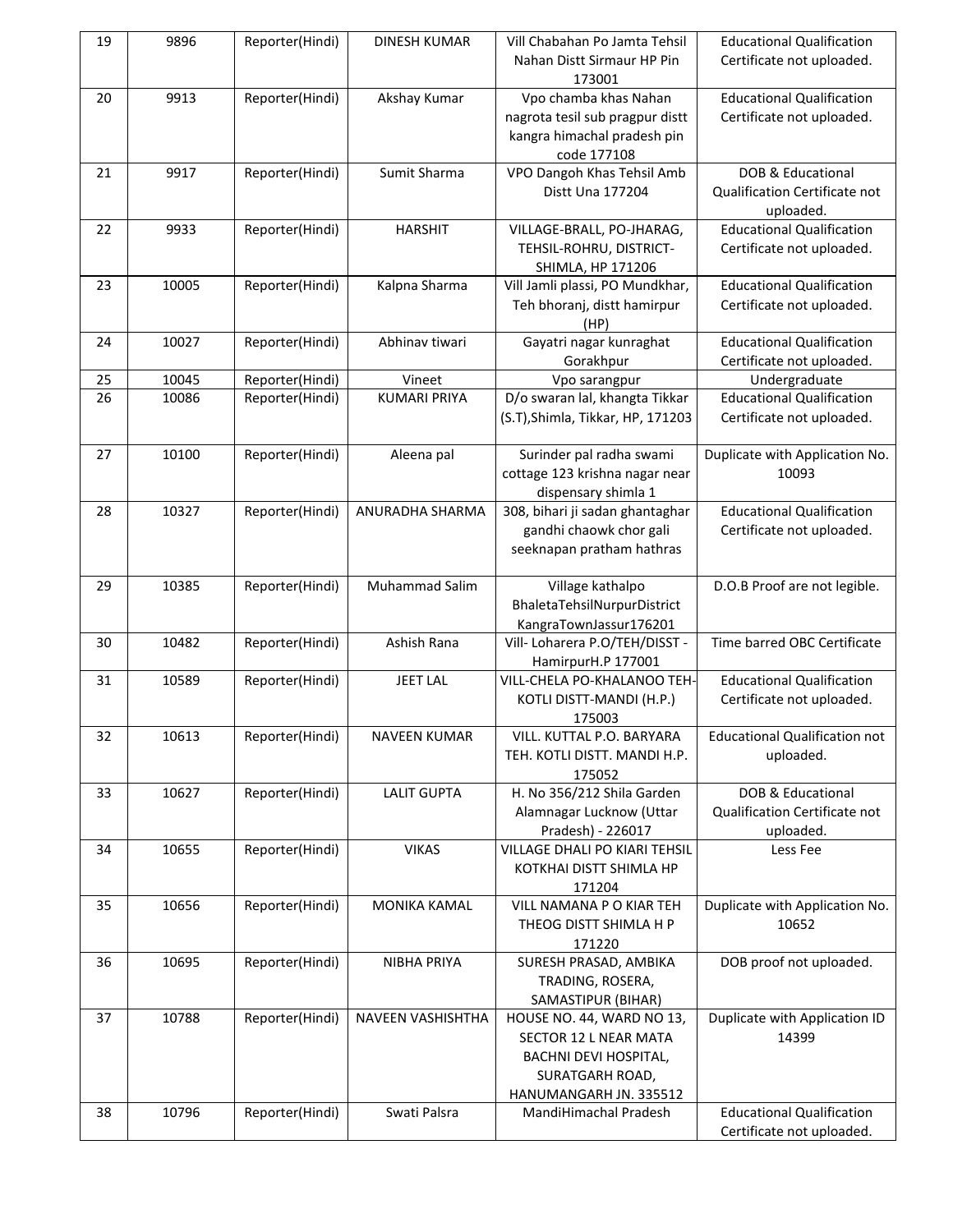| 19 | 9896 | Reporter(Hindi) | DINESH KUMAR | Vill Chabahan Po Jamta Tehsil Nahan Distt Sirmaur HP Pin 173001 | Educational Qualification Certificate not uploaded. |
|---|---|---|---|---|---|
| 20 | 9913 | Reporter(Hindi) | Akshay Kumar | Vpo chamba khas Nahan nagrota tesil sub pragpur distt kangra himachal pradesh pin code 177108 | Educational Qualification Certificate not uploaded. |
| 21 | 9917 | Reporter(Hindi) | Sumit Sharma | VPO Dangoh Khas Tehsil Amb Distt Una 177204 | DOB & Educational Qualification Certificate not uploaded. |
| 22 | 9933 | Reporter(Hindi) | HARSHIT | VILLAGE-BRALL, PO-JHARAG, TEHSIL-ROHRU, DISTRICT-SHIMLA, HP 171206 | Educational Qualification Certificate not uploaded. |
| 23 | 10005 | Reporter(Hindi) | Kalpna Sharma | Vill Jamli plassi, PO Mundkhar, Teh bhoranj, distt hamirpur (HP) | Educational Qualification Certificate not uploaded. |
| 24 | 10027 | Reporter(Hindi) | Abhinav tiwari | Gayatri nagar kunraghat Gorakhpur | Educational Qualification Certificate not uploaded. |
| 25 | 10045 | Reporter(Hindi) | Vineet | Vpo sarangpur | Undergraduate |
| 26 | 10086 | Reporter(Hindi) | KUMARI PRIYA | D/o swaran lal, khangta Tikkar (S.T),Shimla, Tikkar, HP, 171203 | Educational Qualification Certificate not uploaded. |
| 27 | 10100 | Reporter(Hindi) | Aleena pal | Surinder pal radha swami cottage 123 krishna nagar near dispensary shimla 1 | Duplicate with Application No. 10093 |
| 28 | 10327 | Reporter(Hindi) | ANURADHA SHARMA | 308, bihari ji sadan ghantaghar gandhi chaowk chor gali seeknapan pratham hathras | Educational Qualification Certificate not uploaded. |
| 29 | 10385 | Reporter(Hindi) | Muhammad Salim | Village kathalpo BhaletaTehsilNurpurDistrict KangraTownJassur176201 | D.O.B Proof are not legible. |
| 30 | 10482 | Reporter(Hindi) | Ashish Rana | Vill- Loharera P.O/TEH/DISST - HamirpurH.P 177001 | Time barred OBC Certificate |
| 31 | 10589 | Reporter(Hindi) | JEET LAL | VILL-CHELA PO-KHALANOO TEH-KOTLI DISTT-MANDI (H.P.) 175003 | Educational Qualification Certificate not uploaded. |
| 32 | 10613 | Reporter(Hindi) | NAVEEN KUMAR | VILL. KUTTAL P.O. BARYARA TEH. KOTLI DISTT. MANDI H.P. 175052 | Educational Qualification not uploaded. |
| 33 | 10627 | Reporter(Hindi) | LALIT GUPTA | H. No 356/212 Shila Garden Alamnagar Lucknow (Uttar Pradesh) - 226017 | DOB & Educational Qualification Certificate not uploaded. |
| 34 | 10655 | Reporter(Hindi) | VIKAS | VILLAGE DHALI PO KIARI TEHSIL KOTKHAI DISTT SHIMLA HP 171204 | Less Fee |
| 35 | 10656 | Reporter(Hindi) | MONIKA KAMAL | VILL NAMANA P O KIAR TEH THEOG DISTT SHIMLA H P 171220 | Duplicate with Application No. 10652 |
| 36 | 10695 | Reporter(Hindi) | NIBHA PRIYA | SURESH PRASAD, AMBIKA TRADING, ROSERA, SAMASTIPUR (BIHAR) | DOB proof not uploaded. |
| 37 | 10788 | Reporter(Hindi) | NAVEEN VASHISHTHA | HOUSE NO. 44, WARD NO 13, SECTOR 12 L NEAR MATA BACHNI DEVI HOSPITAL, SURATGARH ROAD, HANUMANGARH JN. 335512 | Duplicate with Application ID 14399 |
| 38 | 10796 | Reporter(Hindi) | Swati Palsra | MandiHimachal Pradesh | Educational Qualification Certificate not uploaded. |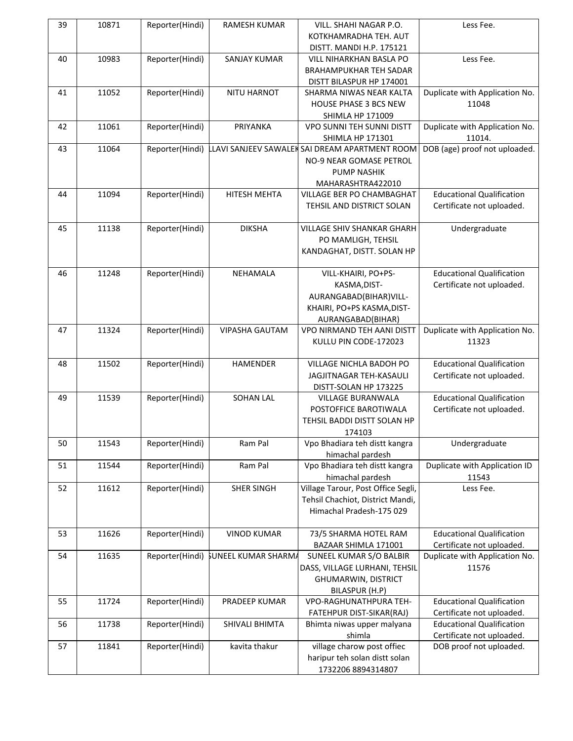| 39 | 10871 | Reporter(Hindi) | RAMESH KUMAR | VILL. SHAHI NAGAR P.O. KOTKHAMRADHA TEH. AUT DISTT. MANDI H.P. 175121 | Less Fee. |
|---|---|---|---|---|---|
| 40 | 10983 | Reporter(Hindi) | SANJAY KUMAR | VILL NIHARKHAN BASLA PO BRAHAMPUKHAR TEH SADAR DISTT BILASPUR HP 174001 | Less Fee. |
| 41 | 11052 | Reporter(Hindi) | NITU HARNOT | SHARMA NIWAS NEAR KALTA HOUSE PHASE 3 BCS NEW SHIMLA HP 171009 | Duplicate with Application No. 11048 |
| 42 | 11061 | Reporter(Hindi) | PRIYANKA | VPO SUNNI TEH SUNNI DISTT SHIMLA HP 171301 | Duplicate with Application No. 11014. |
| 43 | 11064 | Reporter(Hindi) | LLAVI SANJEEV SAWALEK | SAI DREAM APARTMENT ROOM NO-9 NEAR GOMASE PETROL PUMP NASHIK MAHARASHTRA422010 | DOB (age) proof not uploaded. |
| 44 | 11094 | Reporter(Hindi) | HITESH MEHTA | VILLAGE BER PO CHAMBAGHAT TEHSIL AND DISTRICT SOLAN | Educational Qualification Certificate not uploaded. |
| 45 | 11138 | Reporter(Hindi) | DIKSHA | VILLAGE SHIV SHANKAR GHARH PO MAMLIGH, TEHSIL KANDAGHAT, DISTT. SOLAN HP | Undergraduate |
| 46 | 11248 | Reporter(Hindi) | NEHAMALA | VILL-KHAIRI, PO+PS-KASMA,DIST-AURANGABAD(BIHAR)VILL-KHAIRI, PO+PS KASMA,DIST-AURANGABAD(BIHAR) | Educational Qualification Certificate not uploaded. |
| 47 | 11324 | Reporter(Hindi) | VIPASHA GAUTAM | VPO NIRMAND TEH AANI DISTT KULLU PIN CODE-172023 | Duplicate with Application No. 11323 |
| 48 | 11502 | Reporter(Hindi) | HAMENDER | VILLAGE NICHLA BADOH PO JAGJITNAGAR TEH-KASAULI DISTT-SOLAN HP 173225 | Educational Qualification Certificate not uploaded. |
| 49 | 11539 | Reporter(Hindi) | SOHAN LAL | VILLAGE BURANWALA POSTOFFICE BAROTIWALA TEHSIL BADDI DISTT SOLAN HP 174103 | Educational Qualification Certificate not uploaded. |
| 50 | 11543 | Reporter(Hindi) | Ram Pal | Vpo Bhadiara teh distt kangra himachal pardesh | Undergraduate |
| 51 | 11544 | Reporter(Hindi) | Ram Pal | Vpo Bhadiara teh distt kangra himachal pardesh | Duplicate with Application ID 11543 |
| 52 | 11612 | Reporter(Hindi) | SHER SINGH | Village Tarour, Post Office Segli, Tehsil Chachiot, District Mandi, Himachal Pradesh-175 029 | Less Fee. |
| 53 | 11626 | Reporter(Hindi) | VINOD KUMAR | 73/5 SHARMA HOTEL RAM BAZAAR SHIMLA 171001 | Educational Qualification Certificate not uploaded. |
| 54 | 11635 | Reporter(Hindi) | SUNEEL KUMAR SHARMA | SUNEEL KUMAR S/O BALBIR DASS, VILLAGE LURHANI, TEHSIL GHUMARWIN, DISTRICT BILASPUR (H.P) | Duplicate with Application No. 11576 |
| 55 | 11724 | Reporter(Hindi) | PRADEEP KUMAR | VPO-RAGHUNATHPURA TEH-FATEHPUR DIST-SIKAR(RAJ) | Educational Qualification Certificate not uploaded. |
| 56 | 11738 | Reporter(Hindi) | SHIVALI BHIMTA | Bhimta niwas upper malyana shimla | Educational Qualification Certificate not uploaded. |
| 57 | 11841 | Reporter(Hindi) | kavita thakur | village charow post offiec haripur teh solan distt solan 1732206 8894314807 | DOB proof not uploaded. |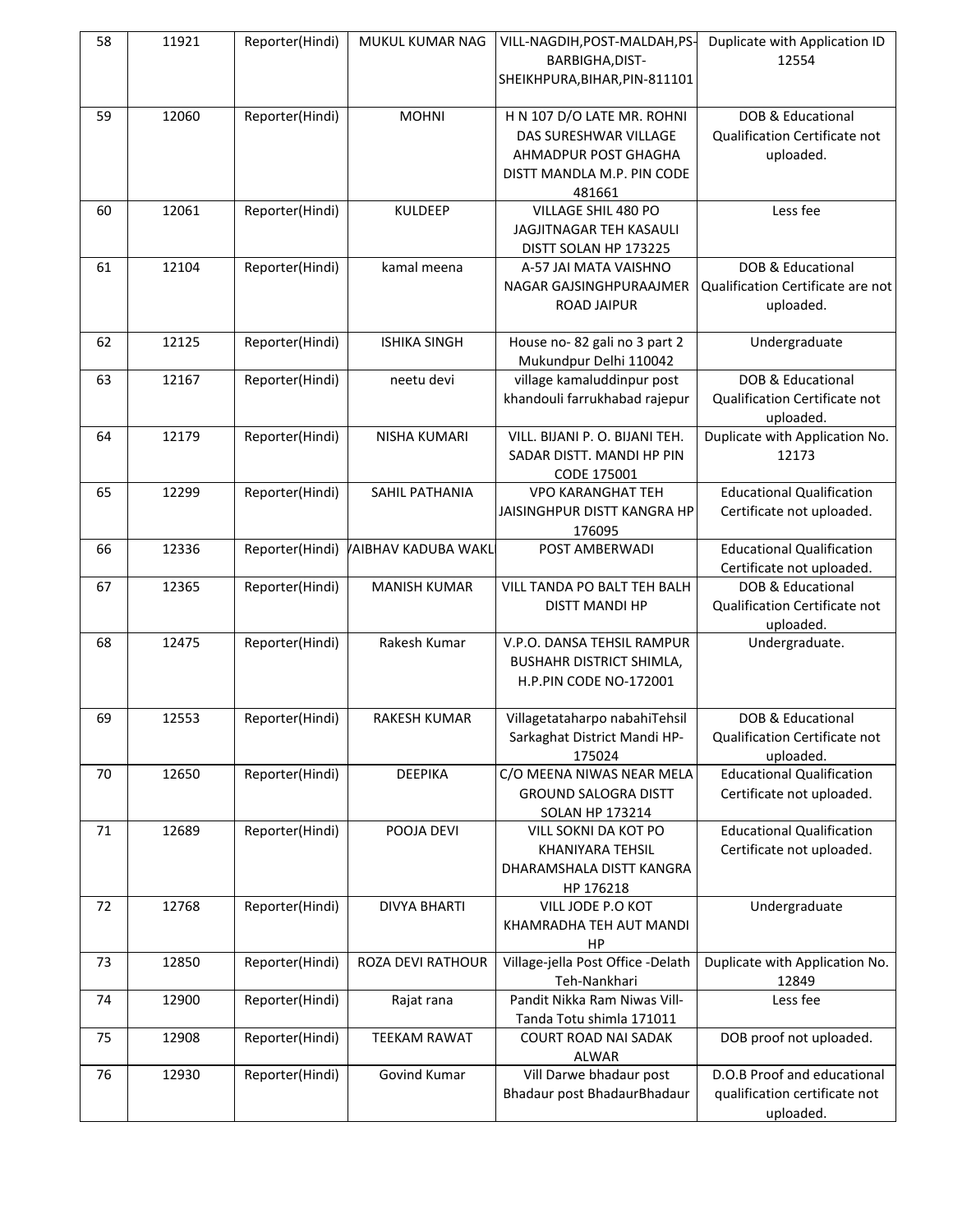| 58 | 11921 | Reporter(Hindi) | MUKUL KUMAR NAG | VILL-NAGDIH,POST-MALDAH,PS-BARBIGHA,DIST-SHEIKHPURA,BIHAR,PIN-811101 | Duplicate with Application ID 12554 |
|---|---|---|---|---|---|
| 59 | 12060 | Reporter(Hindi) | MOHNI | H N 107 D/O LATE MR. ROHNI DAS SURESHWAR VILLAGE AHMADPUR POST GHAGHA DISTT MANDLA M.P. PIN CODE 481661 | DOB & Educational Qualification Certificate not uploaded. |
| 60 | 12061 | Reporter(Hindi) | KULDEEP | VILLAGE SHIL 480 PO JAGJITNAGAR TEH KASAULI DISTT SOLAN HP 173225 | Less fee |
| 61 | 12104 | Reporter(Hindi) | kamal meena | A-57 JAI MATA VAISHNO NAGAR GAJSINGHPURAAJMER ROAD JAIPUR | DOB & Educational Qualification Certificate are not uploaded. |
| 62 | 12125 | Reporter(Hindi) | ISHIKA SINGH | House no- 82 gali no 3 part 2 Mukundpur Delhi 110042 | Undergraduate |
| 63 | 12167 | Reporter(Hindi) | neetu devi | village kamaluddinpur post khandouli farrukhabad rajepur | DOB & Educational Qualification Certificate not uploaded. |
| 64 | 12179 | Reporter(Hindi) | NISHA KUMARI | VILL. BIJANI P. O. BIJANI TEH. SADAR DISTT. MANDI HP PIN CODE 175001 | Duplicate with Application No. 12173 |
| 65 | 12299 | Reporter(Hindi) | SAHIL PATHANIA | VPO KARANGHAT TEH JAISINGHPUR DISTT KANGRA HP 176095 | Educational Qualification Certificate not uploaded. |
| 66 | 12336 | Reporter(Hindi) | VAIBHAV KADUBA WAKL | POST AMBERWADI | Educational Qualification Certificate not uploaded. |
| 67 | 12365 | Reporter(Hindi) | MANISH KUMAR | VILL TANDA PO BALT TEH BALH DISTT MANDI HP | DOB & Educational Qualification Certificate not uploaded. |
| 68 | 12475 | Reporter(Hindi) | Rakesh Kumar | V.P.O. DANSA TEHSIL RAMPUR BUSHAHR DISTRICT SHIMLA, H.P.PIN CODE NO-172001 | Undergraduate. |
| 69 | 12553 | Reporter(Hindi) | RAKESH KUMAR | Villagetataharpo nabahiTehsil Sarkaghat District Mandi HP-175024 | DOB & Educational Qualification Certificate not uploaded. |
| 70 | 12650 | Reporter(Hindi) | DEEPIKA | C/O MEENA NIWAS NEAR MELA GROUND SALOGRA DISTT SOLAN HP 173214 | Educational Qualification Certificate not uploaded. |
| 71 | 12689 | Reporter(Hindi) | POOJA DEVI | VILL SOKNI DA KOT PO KHANIYARA TEHSIL DHARAMSHALA DISTT KANGRA HP 176218 | Educational Qualification Certificate not uploaded. |
| 72 | 12768 | Reporter(Hindi) | DIVYA BHARTI | VILL JODE P.O KOT KHAMRADHA TEH AUT MANDI HP | Undergraduate |
| 73 | 12850 | Reporter(Hindi) | ROZA DEVI RATHOUR | Village-jella Post Office -Delath Teh-Nankhari | Duplicate with Application No. 12849 |
| 74 | 12900 | Reporter(Hindi) | Rajat rana | Pandit Nikka Ram Niwas Vill-Tanda Totu shimla 171011 | Less fee |
| 75 | 12908 | Reporter(Hindi) | TEEKAM RAWAT | COURT ROAD NAI SADAK ALWAR | DOB proof not uploaded. |
| 76 | 12930 | Reporter(Hindi) | Govind Kumar | Vill Darwe bhadaur post Bhadaur post BhadaurBhadaur | D.O.B Proof and educational qualification certificate not uploaded. |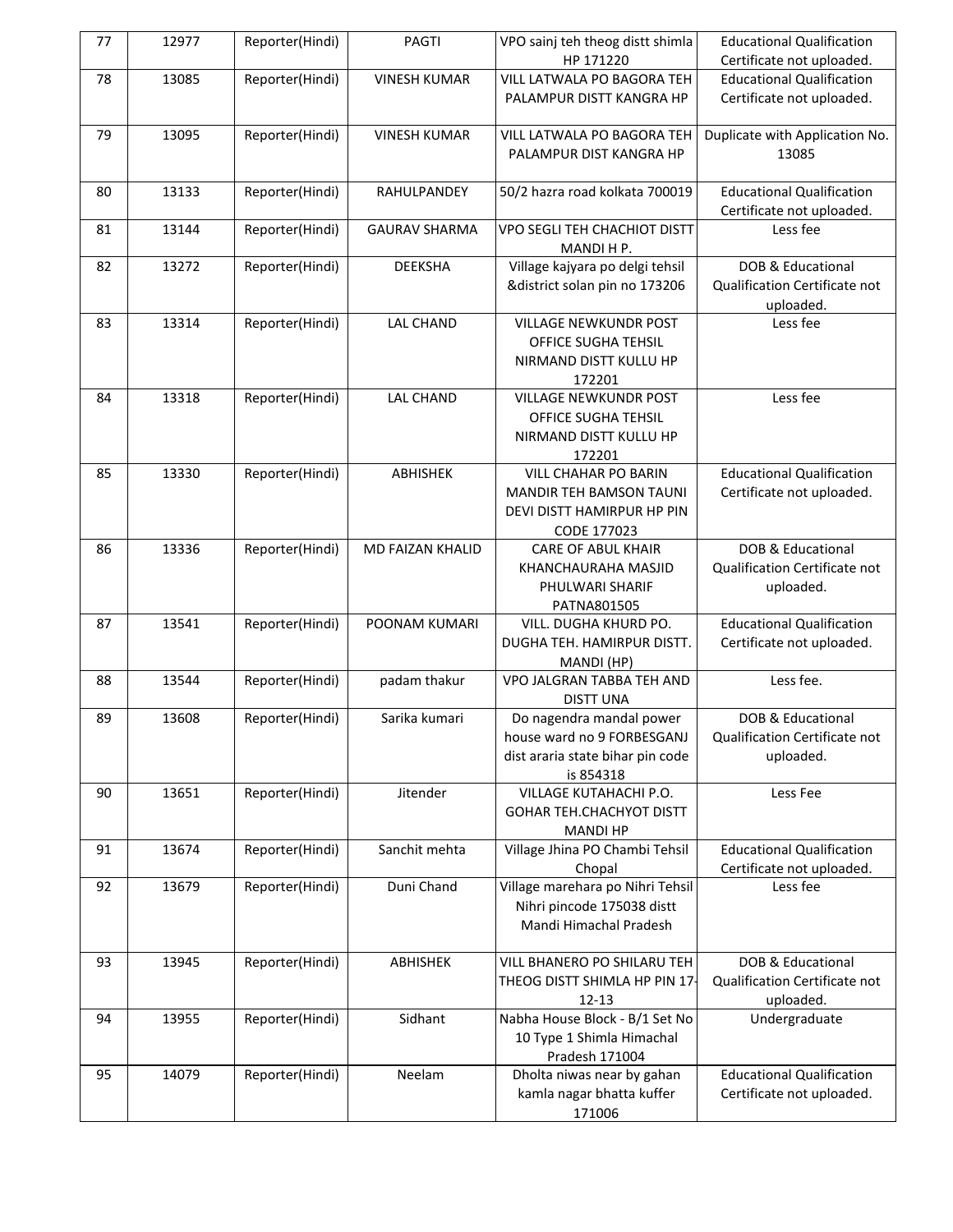| 77 | 12977 | Reporter(Hindi) | PAGTI | VPO sainj teh theog distt shimla HP 171220 | Educational Qualification Certificate not uploaded. |
|---|---|---|---|---|---|
| 78 | 13085 | Reporter(Hindi) | VINESH KUMAR | VILL LATWALA PO BAGORA TEH PALAMPUR DISTT KANGRA HP | Educational Qualification Certificate not uploaded. |
| 79 | 13095 | Reporter(Hindi) | VINESH KUMAR | VILL LATWALA PO BAGORA TEH PALAMPUR DIST KANGRA HP | Duplicate with Application No. 13085 |
| 80 | 13133 | Reporter(Hindi) | RAHULPANDEY | 50/2 hazra road kolkata 700019 | Educational Qualification Certificate not uploaded. |
| 81 | 13144 | Reporter(Hindi) | GAURAV SHARMA | VPO SEGLI TEH CHACHIOT DISTT MANDI H P. | Less fee |
| 82 | 13272 | Reporter(Hindi) | DEEKSHA | Village kajyara po delgi tehsil &district solan pin no 173206 | DOB & Educational Qualification Certificate not uploaded. |
| 83 | 13314 | Reporter(Hindi) | LAL CHAND | VILLAGE NEWKUNDR POST OFFICE SUGHA TEHSIL NIRMAND DISTT KULLU HP 172201 | Less fee |
| 84 | 13318 | Reporter(Hindi) | LAL CHAND | VILLAGE NEWKUNDR POST OFFICE SUGHA TEHSIL NIRMAND DISTT KULLU HP 172201 | Less fee |
| 85 | 13330 | Reporter(Hindi) | ABHISHEK | VILL CHAHAR PO BARIN MANDIR TEH BAMSON TAUNI DEVI DISTT HAMIRPUR HP PIN CODE 177023 | Educational Qualification Certificate not uploaded. |
| 86 | 13336 | Reporter(Hindi) | MD FAIZAN KHALID | CARE OF ABUL KHAIR KHANCHAURAHA MASJID PHULWARI SHARIF PATNA801505 | DOB & Educational Qualification Certificate not uploaded. |
| 87 | 13541 | Reporter(Hindi) | POONAM KUMARI | VILL. DUGHA KHURD PO. DUGHA TEH. HAMIRPUR DISTT. MANDI (HP) | Educational Qualification Certificate not uploaded. |
| 88 | 13544 | Reporter(Hindi) | padam thakur | VPO JALGRAN TABBA TEH AND DISTT UNA | Less fee. |
| 89 | 13608 | Reporter(Hindi) | Sarika kumari | Do nagendra mandal power house ward no 9 FORBESGANJ dist araria state bihar pin code is 854318 | DOB & Educational Qualification Certificate not uploaded. |
| 90 | 13651 | Reporter(Hindi) | Jitender | VILLAGE KUTAHACHI P.O. GOHAR TEH.CHACHYOT DISTT MANDI HP | Less Fee |
| 91 | 13674 | Reporter(Hindi) | Sanchit mehta | Village Jhina PO Chambi Tehsil Chopal | Educational Qualification Certificate not uploaded. |
| 92 | 13679 | Reporter(Hindi) | Duni Chand | Village marehara po Nihri Tehsil Nihri pincode 175038 distt Mandi Himachal Pradesh | Less fee |
| 93 | 13945 | Reporter(Hindi) | ABHISHEK | VILL BHANERO PO SHILARU TEH THEOG DISTT SHIMLA HP PIN 17-12-13 | DOB & Educational Qualification Certificate not uploaded. |
| 94 | 13955 | Reporter(Hindi) | Sidhant | Nabha House Block - B/1 Set No 10 Type 1 Shimla Himachal Pradesh 171004 | Undergraduate |
| 95 | 14079 | Reporter(Hindi) | Neelam | Dholta niwas near by gahan kamla nagar bhatta kuffer 171006 | Educational Qualification Certificate not uploaded. |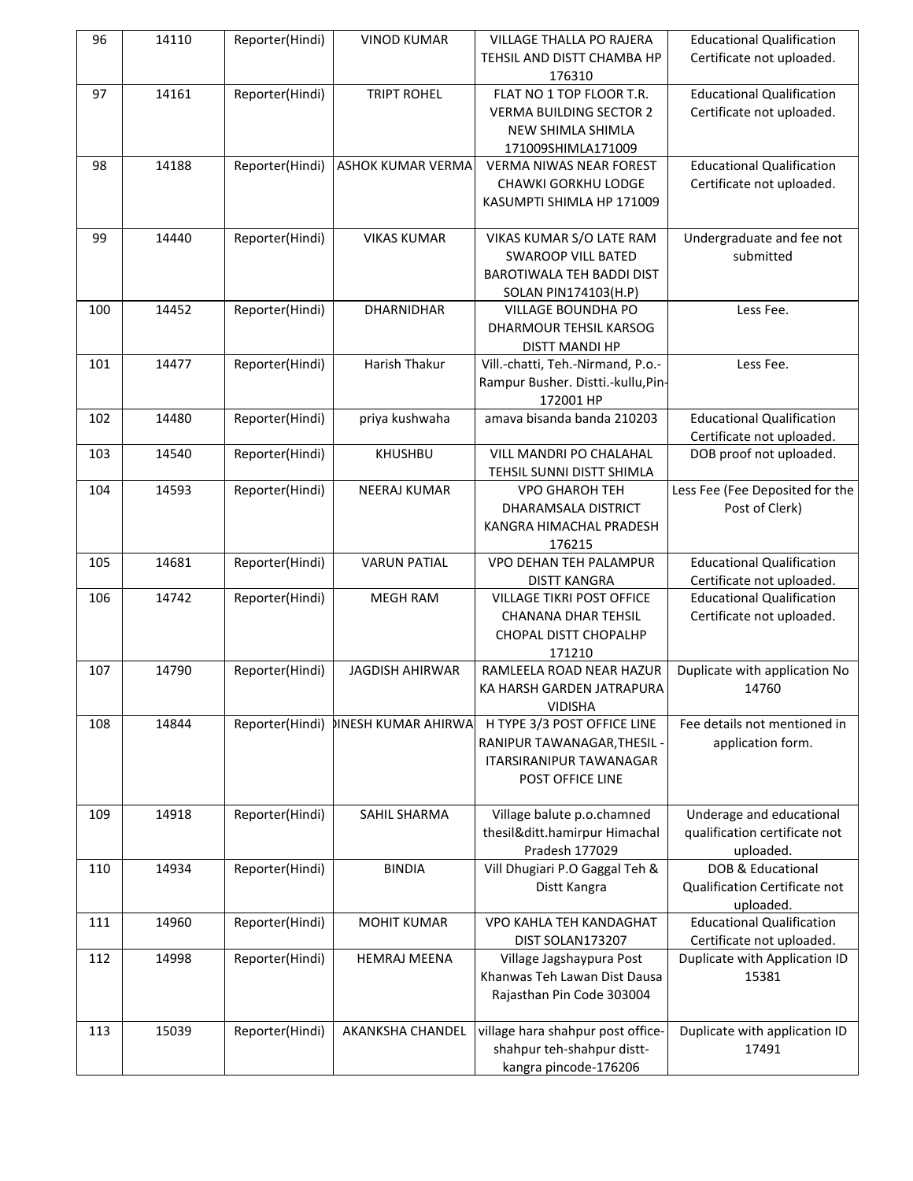| 96 | 14110 | Reporter(Hindi) | VINOD KUMAR | VILLAGE THALLA PO RAJERA TEHSIL AND DISTT CHAMBA HP 176310 | Educational Qualification Certificate not uploaded. |
|---|---|---|---|---|---|
| 97 | 14161 | Reporter(Hindi) | TRIPT ROHEL | FLAT NO 1 TOP FLOOR T.R. VERMA BUILDING SECTOR 2 NEW SHIMLA SHIMLA 171009SHIMLA171009 | Educational Qualification Certificate not uploaded. |
| 98 | 14188 | Reporter(Hindi) | ASHOK KUMAR VERMA | VERMA NIWAS NEAR FOREST CHAWKI GORKHU LODGE KASUMPTI SHIMLA HP 171009 | Educational Qualification Certificate not uploaded. |
| 99 | 14440 | Reporter(Hindi) | VIKAS KUMAR | VIKAS KUMAR S/O LATE RAM SWAROOP VILL BATED BAROTIWALA TEH BADDI DIST SOLAN PIN174103(H.P) | Undergraduate and fee not submitted |
| 100 | 14452 | Reporter(Hindi) | DHARNIDHAR | VILLAGE BOUNDHA PO DHARMOUR TEHSIL KARSOG DISTT MANDI HP | Less Fee. |
| 101 | 14477 | Reporter(Hindi) | Harish Thakur | Vill.-chatti, Teh.-Nirmand, P.o.-Rampur Busher. Distti.-kullu,Pin-172001 HP | Less Fee. |
| 102 | 14480 | Reporter(Hindi) | priya kushwaha | amava bisanda banda 210203 | Educational Qualification Certificate not uploaded. |
| 103 | 14540 | Reporter(Hindi) | KHUSHBU | VILL MANDRI PO CHALAHAL TEHSIL SUNNI DISTT SHIMLA | DOB proof not uploaded. |
| 104 | 14593 | Reporter(Hindi) | NEERAJ KUMAR | VPO GHAROH TEH DHARAMSALA DISTRICT KANGRA HIMACHAL PRADESH 176215 | Less Fee (Fee Deposited for the Post of Clerk) |
| 105 | 14681 | Reporter(Hindi) | VARUN PATIAL | VPO DEHAN TEH PALAMPUR DISTT KANGRA | Educational Qualification Certificate not uploaded. |
| 106 | 14742 | Reporter(Hindi) | MEGH RAM | VILLAGE TIKRI POST OFFICE CHANANA DHAR TEHSIL CHOPAL DISTT CHOPALHP 171210 | Educational Qualification Certificate not uploaded. |
| 107 | 14790 | Reporter(Hindi) | JAGDISH AHIRWAR | RAMLEELA ROAD NEAR HAZUR KA HARSH GARDEN JATRAPURA VIDISHA | Duplicate with application No 14760 |
| 108 | 14844 | Reporter(Hindi) | DINESH KUMAR AHIRWA | H TYPE 3/3 POST OFFICE LINE RANIPUR TAWANAGAR,THESIL - ITARSIRANIPUR TAWANAGAR POST OFFICE LINE | Fee details not mentioned in application form. |
| 109 | 14918 | Reporter(Hindi) | SAHIL SHARMA | Village balute p.o.chamned thesil&ditt.hamirpur Himachal Pradesh 177029 | Underage and educational qualification certificate not uploaded. |
| 110 | 14934 | Reporter(Hindi) | BINDIA | Vill Dhugiari P.O Gaggal Teh & Distt Kangra | DOB & Educational Qualification Certificate not uploaded. |
| 111 | 14960 | Reporter(Hindi) | MOHIT KUMAR | VPO KAHLA TEH KANDAGHAT DIST SOLAN173207 | Educational Qualification Certificate not uploaded. |
| 112 | 14998 | Reporter(Hindi) | HEMRAJ MEENA | Village Jagshaypura Post Khanwas Teh Lawan Dist Dausa Rajasthan Pin Code 303004 | Duplicate with Application ID 15381 |
| 113 | 15039 | Reporter(Hindi) | AKANKSHA CHANDEL | village hara shahpur post office-shahpur teh-shahpur distt-kangra pincode-176206 | Duplicate with application ID 17491 |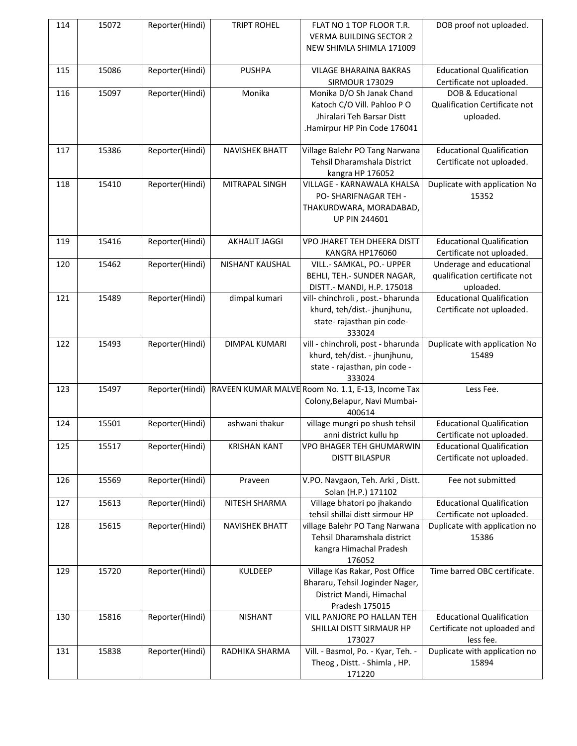| 114 | 15072 | Reporter(Hindi) | TRIPT ROHEL | FLAT NO 1 TOP FLOOR T.R. VERMA BUILDING SECTOR 2 NEW SHIMLA SHIMLA 171009 | DOB proof not uploaded. |
|---|---|---|---|---|---|
| 115 | 15086 | Reporter(Hindi) | PUSHPA | VILAGE BHARAINA BAKRAS SIRMOUR 173029 | Educational Qualification Certificate not uploaded. |
| 116 | 15097 | Reporter(Hindi) | Monika | Monika D/O Sh Janak Chand Katoch C/O Vill. Pahloo P O Jhiralari Teh Barsar Distt .Hamirpur HP Pin Code 176041 | DOB & Educational Qualification Certificate not uploaded. |
| 117 | 15386 | Reporter(Hindi) | NAVISHEK BHATT | Village Balehr PO Tang Narwana Tehsil Dharamshala District kangra HP 176052 | Educational Qualification Certificate not uploaded. |
| 118 | 15410 | Reporter(Hindi) | MITRAPAL SINGH | VILLAGE - KARNAWALA KHALSA PO- SHARIFNAGAR TEH - THAKURDWARA, MORADABAD, UP PIN 244601 | Duplicate with application No 15352 |
| 119 | 15416 | Reporter(Hindi) | AKHALIT JAGGI | VPO JHARET TEH DHEERA DISTT KANGRA HP176060 | Educational Qualification Certificate not uploaded. |
| 120 | 15462 | Reporter(Hindi) | NISHANT KAUSHAL | VILL.- SAMKAL, PO.- UPPER BEHLI, TEH.- SUNDER NAGAR, DISTT.- MANDI, H.P. 175018 | Underage and educational qualification certificate not uploaded. |
| 121 | 15489 | Reporter(Hindi) | dimpal kumari | vill- chinchroli , post.- bharunda khurd, teh/dist.- jhunjhunu, state- rajasthan pin code- 333024 | Educational Qualification Certificate not uploaded. |
| 122 | 15493 | Reporter(Hindi) | DIMPAL KUMARI | vill - chinchroli, post - bharunda khurd, teh/dist. - jhunjhunu, state - rajasthan, pin code - 333024 | Duplicate with application No 15489 |
| 123 | 15497 | Reporter(Hindi) | RAVEEN KUMAR MALVE | Room No. 1.1, E-13, Income Tax Colony,Belapur, Navi Mumbai- 400614 | Less Fee. |
| 124 | 15501 | Reporter(Hindi) | ashwani thakur | village mungri po shush tehsil anni district kullu hp | Educational Qualification Certificate not uploaded. |
| 125 | 15517 | Reporter(Hindi) | KRISHAN KANT | VPO BHAGER TEH GHUMARWIN DISTT BILASPUR | Educational Qualification Certificate not uploaded. |
| 126 | 15569 | Reporter(Hindi) | Praveen | V.PO. Navgaon, Teh. Arki , Distt. Solan (H.P.) 171102 | Fee not submitted |
| 127 | 15613 | Reporter(Hindi) | NITESH SHARMA | Village bhatori po jhakando tehsil shillai distt sirmour HP | Educational Qualification Certificate not uploaded. |
| 128 | 15615 | Reporter(Hindi) | NAVISHEK BHATT | village Balehr PO Tang Narwana Tehsil Dharamshala district kangra Himachal Pradesh 176052 | Duplicate with application no 15386 |
| 129 | 15720 | Reporter(Hindi) | KULDEEP | Village Kas Rakar, Post Office Bhararu, Tehsil Joginder Nager, District Mandi, Himachal Pradesh 175015 | Time barred OBC certificate. |
| 130 | 15816 | Reporter(Hindi) | NISHANT | VILL PANJORE PO HALLAN TEH SHILLAI DISTT SIRMAUR HP 173027 | Educational Qualification Certificate not uploaded and less fee. |
| 131 | 15838 | Reporter(Hindi) | RADHIKA SHARMA | Vill. - Basmol, Po. - Kyar, Teh. - Theog , Distt. - Shimla , HP. 171220 | Duplicate with application no 15894 |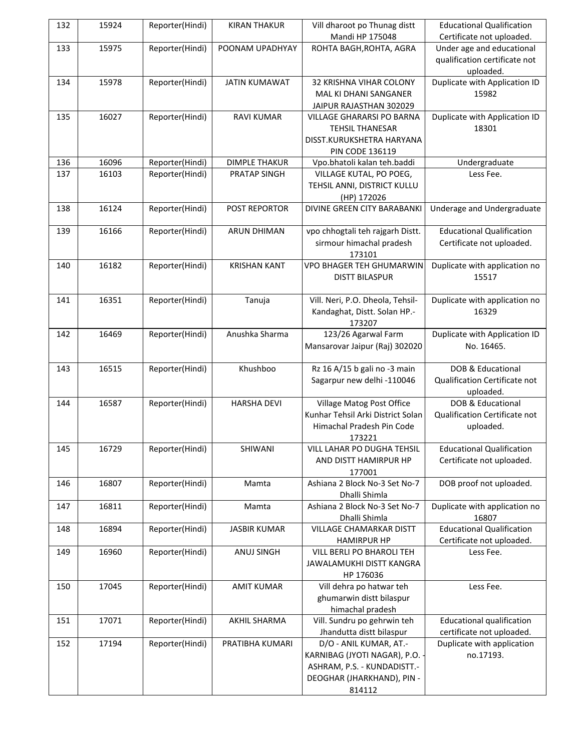| 132 | 15924 | Reporter(Hindi) | KIRAN THAKUR | Vill dharoot po Thunag distt Mandi HP 175048 | Educational Qualification Certificate not uploaded. |
|---|---|---|---|---|---|
| 133 | 15975 | Reporter(Hindi) | POONAM UPADHYAY | ROHTA BAGH,ROHTA, AGRA | Under age and educational qualification certificate not uploaded. |
| 134 | 15978 | Reporter(Hindi) | JATIN KUMAWAT | 32 KRISHNA VIHAR COLONY MAL KI DHANI SANGANER JAIPUR RAJASTHAN 302029 | Duplicate with Application ID 15982 |
| 135 | 16027 | Reporter(Hindi) | RAVI KUMAR | VILLAGE GHARARSI PO BARNA TEHSIL THANESAR DISST.KURUKSHETRA HARYANA PIN CODE 136119 | Duplicate with Application ID 18301 |
| 136 | 16096 | Reporter(Hindi) | DIMPLE THAKUR | Vpo.bhatoli kalan teh.baddi | Undergraduate |
| 137 | 16103 | Reporter(Hindi) | PRATAP SINGH | VILLAGE KUTAL, PO POEG, TEHSIL ANNI, DISTRICT KULLU (HP) 172026 | Less Fee. |
| 138 | 16124 | Reporter(Hindi) | POST REPORTOR | DIVINE GREEN CITY BARABANKI | Underage and Undergraduate |
| 139 | 16166 | Reporter(Hindi) | ARUN DHIMAN | vpo chhogtali teh rajgarh Distt. sirmour himachal pradesh 173101 | Educational Qualification Certificate not uploaded. |
| 140 | 16182 | Reporter(Hindi) | KRISHAN KANT | VPO BHAGER TEH GHUMARWIN DISTT BILASPUR | Duplicate with application no 15517 |
| 141 | 16351 | Reporter(Hindi) | Tanuja | Vill. Neri, P.O. Dheola, Tehsil-Kandaghat, Distt. Solan HP.-173207 | Duplicate with application no 16329 |
| 142 | 16469 | Reporter(Hindi) | Anushka Sharma | 123/26 Agarwal Farm Mansarovar Jaipur (Raj) 302020 | Duplicate with Application ID No. 16465. |
| 143 | 16515 | Reporter(Hindi) | Khushboo | Rz 16 A/15 b gali no -3 main Sagarpur new delhi -110046 | DOB & Educational Qualification Certificate not uploaded. |
| 144 | 16587 | Reporter(Hindi) | HARSHA DEVI | Village Matog Post Office Kunhar Tehsil Arki District Solan Himachal Pradesh Pin Code 173221 | DOB & Educational Qualification Certificate not uploaded. |
| 145 | 16729 | Reporter(Hindi) | SHIWANI | VILL LAHAR PO DUGHA TEHSIL AND DISTT HAMIRPUR HP 177001 | Educational Qualification Certificate not uploaded. |
| 146 | 16807 | Reporter(Hindi) | Mamta | Ashiana 2 Block No-3 Set No-7 Dhalli Shimla | DOB proof not uploaded. |
| 147 | 16811 | Reporter(Hindi) | Mamta | Ashiana 2 Block No-3 Set No-7 Dhalli Shimla | Duplicate with application no 16807 |
| 148 | 16894 | Reporter(Hindi) | JASBIR KUMAR | VILLAGE CHAMARKAR DISTT HAMIRPUR HP | Educational Qualification Certificate not uploaded. |
| 149 | 16960 | Reporter(Hindi) | ANUJ SINGH | VILL BERLI PO BHAROLI TEH JAWALAMUKHI DISTT KANGRA HP 176036 | Less Fee. |
| 150 | 17045 | Reporter(Hindi) | AMIT KUMAR | Vill dehra po hatwar teh ghumarwin distt bilaspur himachal pradesh | Less Fee. |
| 151 | 17071 | Reporter(Hindi) | AKHIL SHARMA | Vill. Sundru po gehrwin teh Jhandutta distt bilaspur | Educational qualification certificate not uploaded. |
| 152 | 17194 | Reporter(Hindi) | PRATIBHA KUMARI | D/O - ANIL KUMAR, AT.-KARNIBAG (JYOTI NAGAR), P.O. - ASHRAM, P.S. - KUNDADISTT.-DEOGHAR (JHARKHAND), PIN - 814112 | Duplicate with application no.17193. |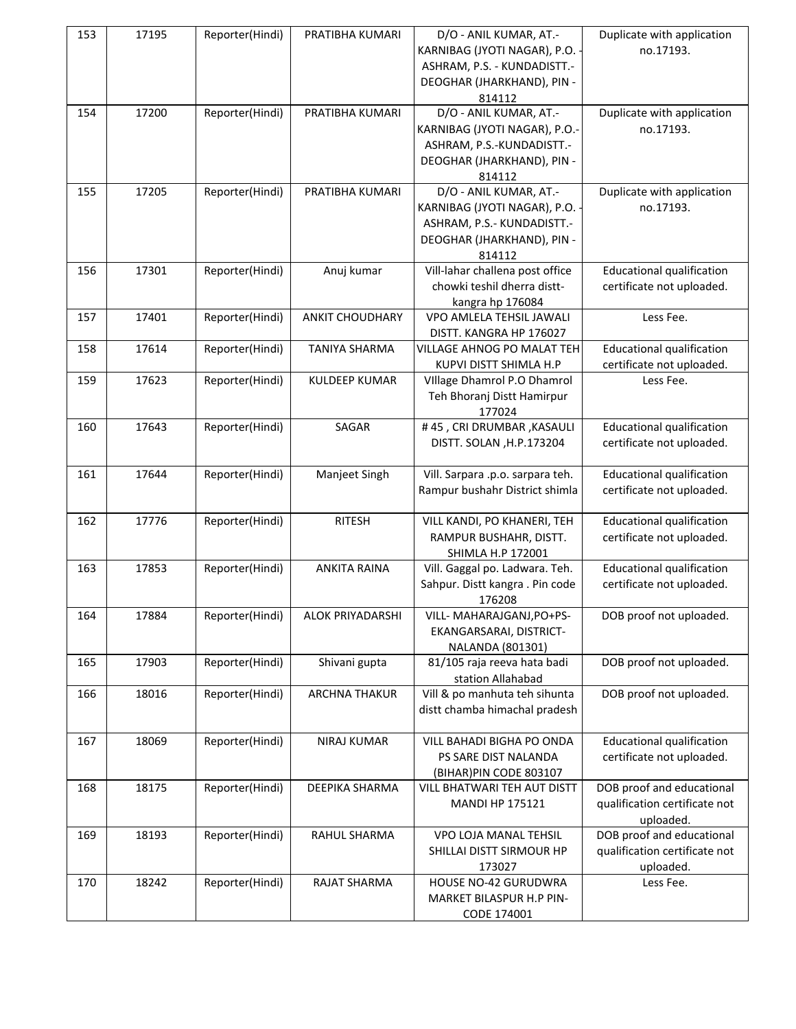| 153 | 17195 | Reporter(Hindi) | PRATIBHA KUMARI | D/O - ANIL KUMAR, AT.- KARNIBAG (JYOTI NAGAR), P.O. - ASHRAM, P.S. - KUNDADISTT.- DEOGHAR (JHARKHAND), PIN - 814112 | Duplicate with application no.17193. |
|---|---|---|---|---|---|
| 154 | 17200 | Reporter(Hindi) | PRATIBHA KUMARI | D/O - ANIL KUMAR, AT.- KARNIBAG (JYOTI NAGAR), P.O.- ASHRAM, P.S.-KUNDADISTT.- DEOGHAR (JHARKHAND), PIN - 814112 | Duplicate with application no.17193. |
| 155 | 17205 | Reporter(Hindi) | PRATIBHA KUMARI | D/O - ANIL KUMAR, AT.- KARNIBAG (JYOTI NAGAR), P.O. - ASHRAM, P.S.- KUNDADISTT.- DEOGHAR (JHARKHAND), PIN - 814112 | Duplicate with application no.17193. |
| 156 | 17301 | Reporter(Hindi) | Anuj kumar | Vill-lahar challena post office chowki teshil dherra distt- kangra hp 176084 | Educational qualification certificate not uploaded. |
| 157 | 17401 | Reporter(Hindi) | ANKIT CHOUDHARY | VPO AMLELA TEHSIL JAWALI DISTT. KANGRA HP 176027 | Less Fee. |
| 158 | 17614 | Reporter(Hindi) | TANIYA SHARMA | VILLAGE AHNOG PO MALAT TEH KUPVI DISTT SHIMLA H.P | Educational qualification certificate not uploaded. |
| 159 | 17623 | Reporter(Hindi) | KULDEEP KUMAR | VIllage Dhamrol P.O Dhamrol Teh Bhoranj Distt Hamirpur 177024 | Less Fee. |
| 160 | 17643 | Reporter(Hindi) | SAGAR | # 45 , CRI DRUMBAR ,KASAULI DISTT. SOLAN ,H.P.173204 | Educational qualification certificate not uploaded. |
| 161 | 17644 | Reporter(Hindi) | Manjeet Singh | Vill. Sarpara .p.o. sarpara teh. Rampur bushahr District shimla | Educational qualification certificate not uploaded. |
| 162 | 17776 | Reporter(Hindi) | RITESH | VILL KANDI, PO KHANERI, TEH RAMPUR BUSHAHR, DISTT. SHIMLA H.P 172001 | Educational qualification certificate not uploaded. |
| 163 | 17853 | Reporter(Hindi) | ANKITA RAINA | Vill. Gaggal po. Ladwara. Teh. Sahpur. Distt kangra . Pin code 176208 | Educational qualification certificate not uploaded. |
| 164 | 17884 | Reporter(Hindi) | ALOK PRIYADARSHI | VILL- MAHARAJGANJ,PO+PS- EKANGARSARAI, DISTRICT- NALANDA (801301) | DOB proof not uploaded. |
| 165 | 17903 | Reporter(Hindi) | Shivani gupta | 81/105 raja reeva hata badi station Allahabad | DOB proof not uploaded. |
| 166 | 18016 | Reporter(Hindi) | ARCHNA THAKUR | Vill & po manhuta teh sihunta distt chamba himachal pradesh | DOB proof not uploaded. |
| 167 | 18069 | Reporter(Hindi) | NIRAJ KUMAR | VILL BAHADI BIGHA PO ONDA PS SARE DIST NALANDA (BIHAR)PIN CODE 803107 | Educational qualification certificate not uploaded. |
| 168 | 18175 | Reporter(Hindi) | DEEPIKA SHARMA | VILL BHATWARI TEH AUT DISTT MANDI HP 175121 | DOB proof and educational qualification certificate not uploaded. |
| 169 | 18193 | Reporter(Hindi) | RAHUL SHARMA | VPO LOJA MANAL TEHSIL SHILLAI DISTT SIRMOUR HP 173027 | DOB proof and educational qualification certificate not uploaded. |
| 170 | 18242 | Reporter(Hindi) | RAJAT SHARMA | HOUSE NO-42 GURUDWRA MARKET BILASPUR H.P PIN-CODE 174001 | Less Fee. |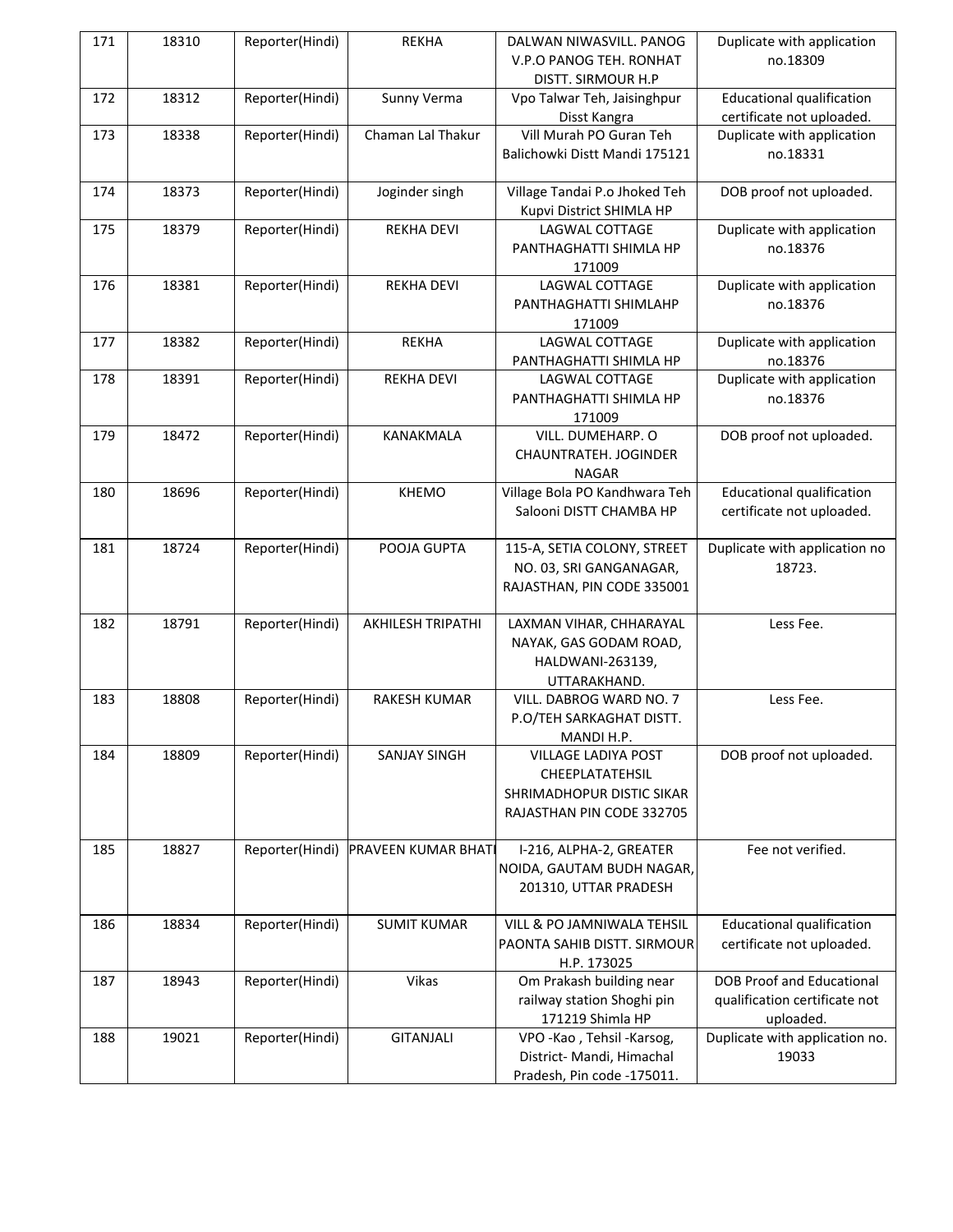| 171 | 18310 | Reporter(Hindi) | REKHA | DALWAN NIWASVILL. PANOG V.P.O PANOG TEH. RONHAT DISTT. SIRMOUR H.P | Duplicate with application no.18309 |
|---|---|---|---|---|---|
| 172 | 18312 | Reporter(Hindi) | Sunny Verma | Vpo Talwar Teh, Jaisinghpur Disst Kangra | Educational qualification certificate not uploaded. |
| 173 | 18338 | Reporter(Hindi) | Chaman Lal Thakur | Vill Murah PO Guran Teh Balichowki Distt Mandi 175121 | Duplicate with application no.18331 |
| 174 | 18373 | Reporter(Hindi) | Joginder singh | Village Tandai P.o Jhoked Teh Kupvi District SHIMLA HP | DOB proof not uploaded. |
| 175 | 18379 | Reporter(Hindi) | REKHA DEVI | LAGWAL COTTAGE PANTHAGHATTI SHIMLA HP 171009 | Duplicate with application no.18376 |
| 176 | 18381 | Reporter(Hindi) | REKHA DEVI | LAGWAL COTTAGE PANTHAGHATTI SHIMLAHP 171009 | Duplicate with application no.18376 |
| 177 | 18382 | Reporter(Hindi) | REKHA | LAGWAL COTTAGE PANTHAGHATTI SHIMLA HP | Duplicate with application no.18376 |
| 178 | 18391 | Reporter(Hindi) | REKHA DEVI | LAGWAL COTTAGE PANTHAGHATTI SHIMLA HP 171009 | Duplicate with application no.18376 |
| 179 | 18472 | Reporter(Hindi) | KANAKMALA | VILL. DUMEHARP. O CHAUNTRATEH. JOGINDER NAGAR | DOB proof not uploaded. |
| 180 | 18696 | Reporter(Hindi) | KHEMO | Village Bola PO Kandhwara Teh Salooni DISTT CHAMBA HP | Educational qualification certificate not uploaded. |
| 181 | 18724 | Reporter(Hindi) | POOJA GUPTA | 115-A, SETIA COLONY, STREET NO. 03, SRI GANGANAGAR, RAJASTHAN, PIN CODE 335001 | Duplicate with application no 18723. |
| 182 | 18791 | Reporter(Hindi) | AKHILESH TRIPATHI | LAXMAN VIHAR, CHHARAYAL NAYAK, GAS GODAM ROAD, HALDWANI-263139, UTTARAKHAND. | Less Fee. |
| 183 | 18808 | Reporter(Hindi) | RAKESH KUMAR | VILL. DABROG WARD NO. 7 P.O/TEH SARKAGHAT DISTT. MANDI H.P. | Less Fee. |
| 184 | 18809 | Reporter(Hindi) | SANJAY SINGH | VILLAGE LADIYA POST CHEEPLATATEHSIL SHRIMADHOPUR DISTIC SIKAR RAJASTHAN PIN CODE 332705 | DOB proof not uploaded. |
| 185 | 18827 | Reporter(Hindi) | PRAVEEN KUMAR BHATI | I-216, ALPHA-2, GREATER NOIDA, GAUTAM BUDH NAGAR, 201310, UTTAR PRADESH | Fee not verified. |
| 186 | 18834 | Reporter(Hindi) | SUMIT KUMAR | VILL & PO JAMNIWALA TEHSIL PAONTA SAHIB DISTT. SIRMOUR H.P. 173025 | Educational qualification certificate not uploaded. |
| 187 | 18943 | Reporter(Hindi) | Vikas | Om Prakash building near railway station Shoghi pin 171219 Shimla HP | DOB Proof and Educational qualification certificate not uploaded. |
| 188 | 19021 | Reporter(Hindi) | GITANJALI | VPO -Kao , Tehsil -Karsog, District- Mandi, Himachal Pradesh, Pin code -175011. | Duplicate with application no. 19033 |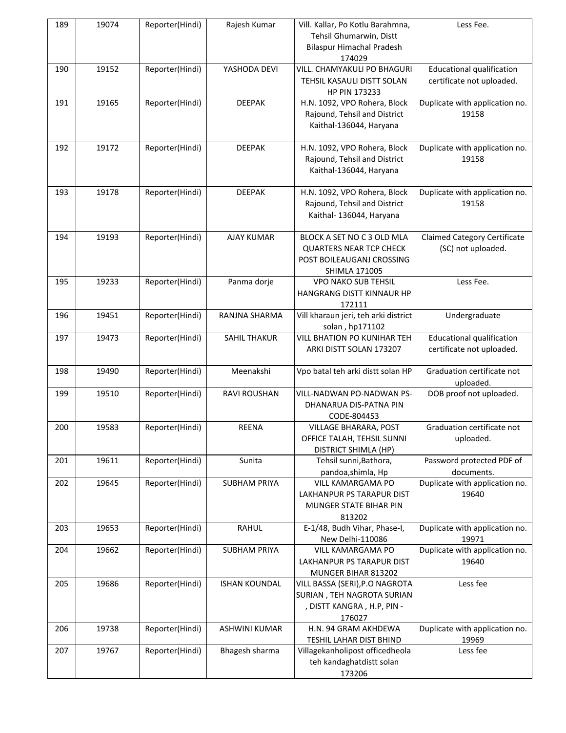| 189 | 19074 | Reporter(Hindi) | Rajesh Kumar | Vill. Kallar, Po Kotlu Barahmna, Tehsil Ghumarwin, Distt Bilaspur Himachal Pradesh 174029 | Less Fee. |
|---|---|---|---|---|---|
| 190 | 19152 | Reporter(Hindi) | YASHODA DEVI | VILL. CHAMYAKULI PO BHAGURI TEHSIL KASAULI DISTT SOLAN HP PIN 173233 | Educational qualification certificate not uploaded. |
| 191 | 19165 | Reporter(Hindi) | DEEPAK | H.N. 1092, VPO Rohera, Block Rajound, Tehsil and District Kaithal-136044, Haryana | Duplicate with application no. 19158 |
| 192 | 19172 | Reporter(Hindi) | DEEPAK | H.N. 1092, VPO Rohera, Block Rajound, Tehsil and District Kaithal-136044, Haryana | Duplicate with application no. 19158 |
| 193 | 19178 | Reporter(Hindi) | DEEPAK | H.N. 1092, VPO Rohera, Block Rajound, Tehsil and District Kaithal- 136044, Haryana | Duplicate with application no. 19158 |
| 194 | 19193 | Reporter(Hindi) | AJAY KUMAR | BLOCK A SET NO C 3 OLD MLA QUARTERS NEAR TCP CHECK POST BOILEAUGANJ CROSSING SHIMLA 171005 | Claimed Category Certificate (SC) not uploaded. |
| 195 | 19233 | Reporter(Hindi) | Panma dorje | VPO NAKO SUB TEHSIL HANGRANG DISTT KINNAUR HP 172111 | Less Fee. |
| 196 | 19451 | Reporter(Hindi) | RANJNA SHARMA | Vill kharaun jeri, teh arki district solan , hp171102 | Undergraduate |
| 197 | 19473 | Reporter(Hindi) | SAHIL THAKUR | VILL BHATION PO KUNIHAR TEH ARKI DISTT SOLAN 173207 | Educational qualification certificate not uploaded. |
| 198 | 19490 | Reporter(Hindi) | Meenakshi | Vpo batal teh arki distt solan HP | Graduation certificate not uploaded. |
| 199 | 19510 | Reporter(Hindi) | RAVI ROUSHAN | VILL-NADWAN PO-NADWAN PS-DHANARUA DIS-PATNA PIN CODE-804453 | DOB proof not uploaded. |
| 200 | 19583 | Reporter(Hindi) | REENA | VILLAGE BHARARA, POST OFFICE TALAH, TEHSIL SUNNI DISTRICT SHIMLA (HP) | Graduation certificate not uploaded. |
| 201 | 19611 | Reporter(Hindi) | Sunita | Tehsil sunni,Bathora, pandoa,shimla, Hp | Password protected PDF of documents. |
| 202 | 19645 | Reporter(Hindi) | SUBHAM PRIYA | VILL KAMARGAMA PO LAKHANPUR PS TARAPUR DIST MUNGER STATE BIHAR PIN 813202 | Duplicate with application no. 19640 |
| 203 | 19653 | Reporter(Hindi) | RAHUL | E-1/48, Budh Vihar, Phase-I, New Delhi-110086 | Duplicate with application no. 19971 |
| 204 | 19662 | Reporter(Hindi) | SUBHAM PRIYA | VILL KAMARGAMA PO LAKHANPUR PS TARAPUR DIST MUNGER BIHAR 813202 | Duplicate with application no. 19640 |
| 205 | 19686 | Reporter(Hindi) | ISHAN KOUNDAL | VILL BASSA (SERI),P.O NAGROTA SURIAN , TEH NAGROTA SURIAN , DISTT KANGRA , H.P, PIN - 176027 | Less fee |
| 206 | 19738 | Reporter(Hindi) | ASHWINI KUMAR | H.N. 94 GRAM AKHDEWA TESHIL LAHAR DIST BHIND | Duplicate with application no. 19969 |
| 207 | 19767 | Reporter(Hindi) | Bhagesh sharma | Villagekanholipost officedheola teh kandaghatdistt solan 173206 | Less fee |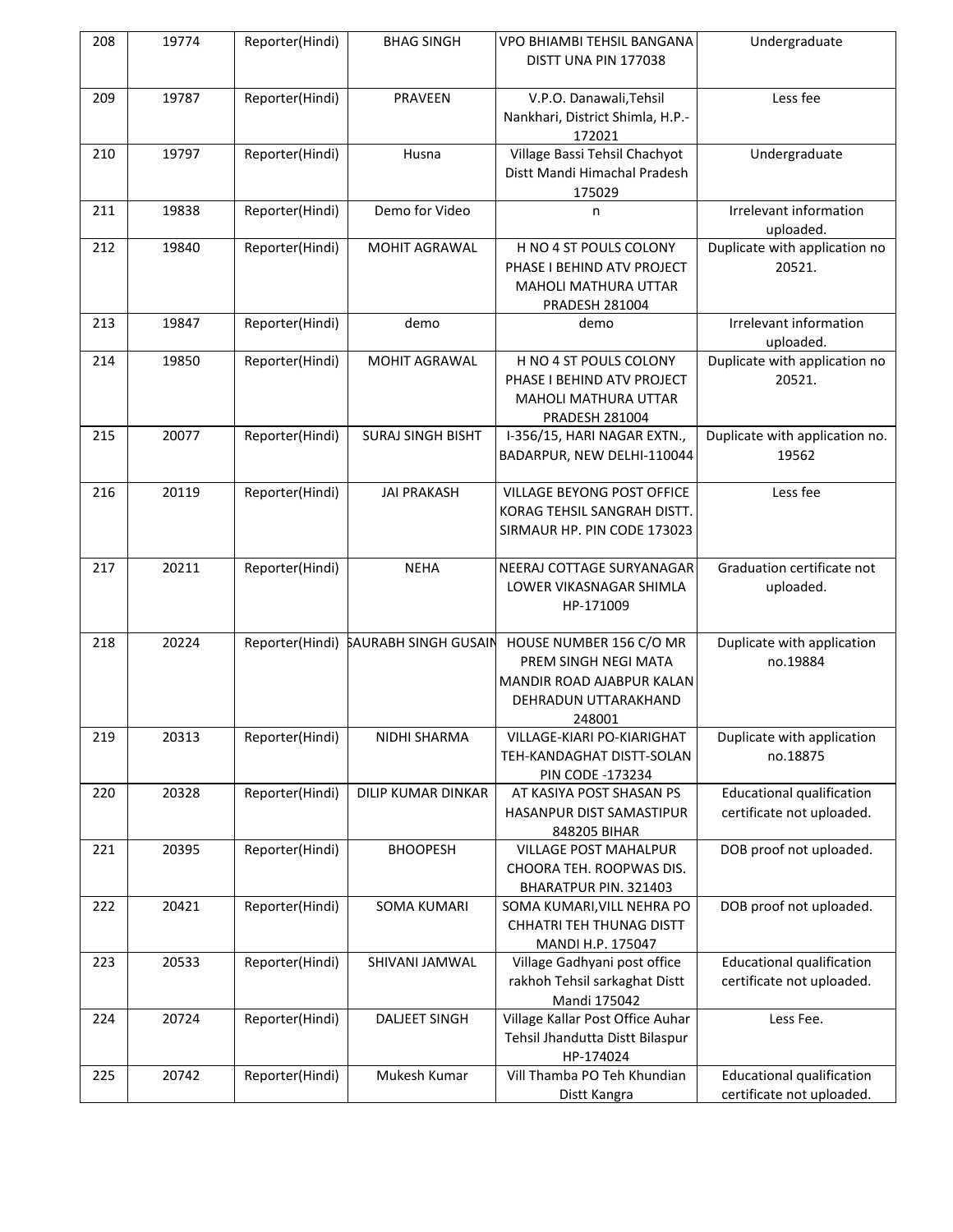| 208 | 19774 | Reporter(Hindi) | BHAG SINGH | VPO BHIAMBI TEHSIL BANGANA DISTT UNA PIN 177038 | Undergraduate |
|---|---|---|---|---|---|
| 209 | 19787 | Reporter(Hindi) | PRAVEEN | V.P.O. Danawali,Tehsil Nankhari, District Shimla, H.P.-172021 | Less fee |
| 210 | 19797 | Reporter(Hindi) | Husna | Village Bassi Tehsil Chachyot Distt Mandi Himachal Pradesh 175029 | Undergraduate |
| 211 | 19838 | Reporter(Hindi) | Demo for Video | n | Irrelevant information uploaded. |
| 212 | 19840 | Reporter(Hindi) | MOHIT AGRAWAL | H NO 4 ST POULS COLONY PHASE I BEHIND ATV PROJECT MAHOLI MATHURA UTTAR PRADESH 281004 | Duplicate with application no 20521. |
| 213 | 19847 | Reporter(Hindi) | demo | demo | Irrelevant information uploaded. |
| 214 | 19850 | Reporter(Hindi) | MOHIT AGRAWAL | H NO 4 ST POULS COLONY PHASE I BEHIND ATV PROJECT MAHOLI MATHURA UTTAR PRADESH 281004 | Duplicate with application no 20521. |
| 215 | 20077 | Reporter(Hindi) | SURAJ SINGH BISHT | I-356/15, HARI NAGAR EXTN., BADARPUR, NEW DELHI-110044 | Duplicate with application no. 19562 |
| 216 | 20119 | Reporter(Hindi) | JAI PRAKASH | VILLAGE BEYONG POST OFFICE KORAG TEHSIL SANGRAH DISTT. SIRMAUR HP. PIN CODE 173023 | Less fee |
| 217 | 20211 | Reporter(Hindi) | NEHA | NEERAJ COTTAGE SURYANAGAR LOWER VIKASNAGAR SHIMLA HP-171009 | Graduation certificate not uploaded. |
| 218 | 20224 | Reporter(Hindi) | SAURABH SINGH GUSAIN | HOUSE NUMBER 156 C/O MR PREM SINGH NEGI MATA MANDIR ROAD AJABPUR KALAN DEHRADUN UTTARAKHAND 248001 | Duplicate with application no.19884 |
| 219 | 20313 | Reporter(Hindi) | NIDHI SHARMA | VILLAGE-KIARI PO-KIARIGHAT TEH-KANDAGHAT DISTT-SOLAN PIN CODE -173234 | Duplicate with application no.18875 |
| 220 | 20328 | Reporter(Hindi) | DILIP KUMAR DINKAR | AT KASIYA POST SHASAN PS HASANPUR DIST SAMASTIPUR 848205 BIHAR | Educational qualification certificate not uploaded. |
| 221 | 20395 | Reporter(Hindi) | BHOOPESH | VILLAGE POST MAHALPUR CHOORA TEH. ROOPWAS DIS. BHARATPUR PIN. 321403 | DOB proof not uploaded. |
| 222 | 20421 | Reporter(Hindi) | SOMA KUMARI | SOMA KUMARI,VILL NEHRA PO CHHATRI TEH THUNAG DISTT MANDI H.P. 175047 | DOB proof not uploaded. |
| 223 | 20533 | Reporter(Hindi) | SHIVANI JAMWAL | Village Gadhyani post office rakhoh Tehsil sarkaghat Distt Mandi 175042 | Educational qualification certificate not uploaded. |
| 224 | 20724 | Reporter(Hindi) | DALJEET SINGH | Village Kallar Post Office Auhar Tehsil Jhandutta Distt Bilaspur HP-174024 | Less Fee. |
| 225 | 20742 | Reporter(Hindi) | Mukesh Kumar | Vill Thamba PO Teh Khundian Distt Kangra | Educational qualification certificate not uploaded. |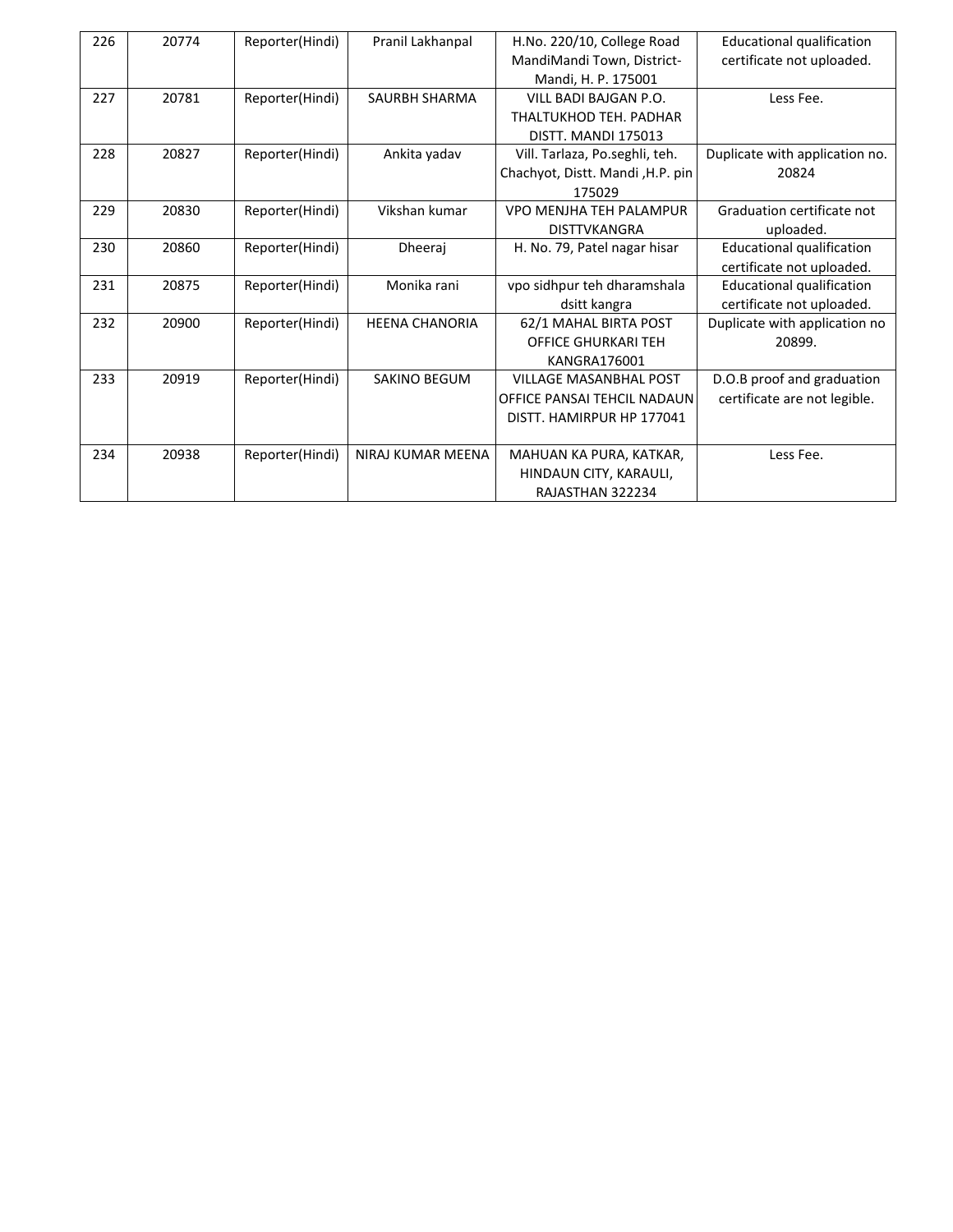| | | | | | |
|---|---|---|---|---|---|
| 226 | 20774 | Reporter(Hindi) | Pranil Lakhanpal | H.No. 220/10, College Road MandiMandi Town, District-Mandi, H. P. 175001 | Educational qualification certificate not uploaded. |
| 227 | 20781 | Reporter(Hindi) | SAURBH SHARMA | VILL BADI BAJGAN P.O. THALTUKHOD TEH. PADHAR DISTT. MANDI 175013 | Less Fee. |
| 228 | 20827 | Reporter(Hindi) | Ankita yadav | Vill. Tarlaza, Po.seghli, teh. Chachyot, Distt. Mandi ,H.P. pin 175029 | Duplicate with application no. 20824 |
| 229 | 20830 | Reporter(Hindi) | Vikshan kumar | VPO MENJHA TEH PALAMPUR DISTTVKANGRA | Graduation certificate not uploaded. |
| 230 | 20860 | Reporter(Hindi) | Dheeraj | H. No. 79, Patel nagar hisar | Educational qualification certificate not uploaded. |
| 231 | 20875 | Reporter(Hindi) | Monika rani | vpo sidhpur teh dharamshala dsitt kangra | Educational qualification certificate not uploaded. |
| 232 | 20900 | Reporter(Hindi) | HEENA CHANORIA | 62/1 MAHAL BIRTA POST OFFICE GHURKARI TEH KANGRA176001 | Duplicate with application no 20899. |
| 233 | 20919 | Reporter(Hindi) | SAKINO BEGUM | VILLAGE MASANBHAL POST OFFICE PANSAI TEHCIL NADAUN DISTT. HAMIRPUR HP 177041 | D.O.B proof and graduation certificate are not legible. |
| 234 | 20938 | Reporter(Hindi) | NIRAJ KUMAR MEENA | MAHUAN KA PURA, KATKAR, HINDAUN CITY, KARAULI, RAJASTHAN 322234 | Less Fee. |